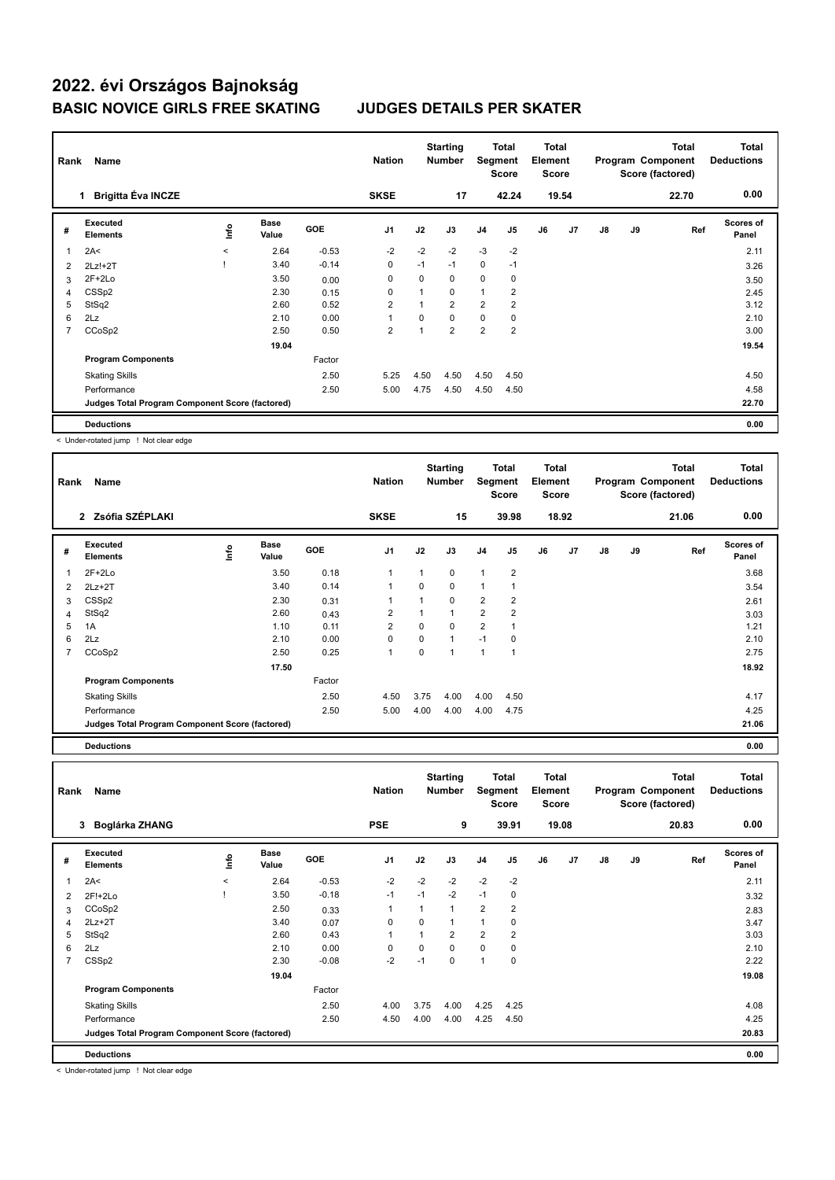# 2022. évi Országos Bajnokság

## BASIC NOVICE GIRLS FREE SKATING JUDGES DETAILS PER SKATER

| Rank | Name | Nation | Starting Number | Total Segment Score | Total Element Score | Total Program Component Score (factored) | Total Deductions |
|---|---|---|---|---|---|---|---|
| 1 | Brigitta Éva INCZE | SKSE | 17 | 42.24 | 19.54 | 22.70 | 0.00 |

| # | Executed Elements | Info | Base Value | GOE | J1 | J2 | J3 | J4 | J5 | J6 | J7 | J8 | J9 | Ref | Scores of Panel |
|---|---|---|---|---|---|---|---|---|---|---|---|---|---|---|---|
| 1 | 2A< | < | 2.64 | -0.53 | -2 | -2 | -2 | -3 | -2 | | | | | | 2.11 |
| 2 | 2Lz!+2T | ! | 3.40 | -0.14 | 0 | -1 | -1 | 0 | -1 | | | | | | 3.26 |
| 3 | 2F+2Lo | | 3.50 | 0.00 | 0 | 0 | 0 | 0 | 0 | | | | | | 3.50 |
| 4 | CSSp2 | | 2.30 | 0.15 | 0 | 1 | 0 | 1 | 2 | | | | | | 2.45 |
| 5 | StSq2 | | 2.60 | 0.52 | 2 | 1 | 2 | 2 | 2 | | | | | | 3.12 |
| 6 | 2Lz | | 2.10 | 0.00 | 1 | 0 | 0 | 0 | 0 | | | | | | 2.10 |
| 7 | CCoSp2 | | 2.50 | 0.50 | 2 | 1 | 2 | 2 | 2 | | | | | | 3.00 |
| | | | 19.04 | | | | | | | | | | | | 19.54 |
| | **Program Components** | | | Factor | | | | | | | | | | | |
| | Skating Skills | | | 2.50 | 5.25 | 4.50 | 4.50 | 4.50 | 4.50 | | | | | | 4.50 |
| | Performance | | | 2.50 | 5.00 | 4.75 | 4.50 | 4.50 | 4.50 | | | | | | 4.58 |
| | **Judges Total Program Component Score (factored)** | | | | | | | | | | | | | | 22.70 |
| | **Deductions** | | | | | | | | | | | | | | 0.00 |

< Under-rotated jump ! Not clear edge

| Rank | Name | Nation | Starting Number | Total Segment Score | Total Element Score | Total Program Component Score (factored) | Total Deductions |
|---|---|---|---|---|---|---|---|
| 2 | Zsófia SZÉPLAKI | SKSE | 15 | 39.98 | 18.92 | 21.06 | 0.00 |

| # | Executed Elements | Info | Base Value | GOE | J1 | J2 | J3 | J4 | J5 | J6 | J7 | J8 | J9 | Ref | Scores of Panel |
|---|---|---|---|---|---|---|---|---|---|---|---|---|---|---|---|
| 1 | 2F+2Lo | | 3.50 | 0.18 | 1 | 1 | 0 | 1 | 2 | | | | | | 3.68 |
| 2 | 2Lz+2T | | 3.40 | 0.14 | 1 | 0 | 0 | 1 | 1 | | | | | | 3.54 |
| 3 | CSSp2 | | 2.30 | 0.31 | 1 | 1 | 0 | 2 | 2 | | | | | | 2.61 |
| 4 | StSq2 | | 2.60 | 0.43 | 2 | 1 | 1 | 2 | 2 | | | | | | 3.03 |
| 5 | 1A | | 1.10 | 0.11 | 2 | 0 | 0 | 2 | 1 | | | | | | 1.21 |
| 6 | 2Lz | | 2.10 | 0.00 | 0 | 0 | 1 | -1 | 0 | | | | | | 2.10 |
| 7 | CCoSp2 | | 2.50 | 0.25 | 1 | 0 | 1 | 1 | 1 | | | | | | 2.75 |
| | | | 17.50 | | | | | | | | | | | | 18.92 |
| | **Program Components** | | | Factor | | | | | | | | | | | |
| | Skating Skills | | | 2.50 | 4.50 | 3.75 | 4.00 | 4.00 | 4.50 | | | | | | 4.17 |
| | Performance | | | 2.50 | 5.00 | 4.00 | 4.00 | 4.00 | 4.75 | | | | | | 4.25 |
| | **Judges Total Program Component Score (factored)** | | | | | | | | | | | | | | 21.06 |
| | **Deductions** | | | | | | | | | | | | | | 0.00 |

| Rank | Name | Nation | Starting Number | Total Segment Score | Total Element Score | Total Program Component Score (factored) | Total Deductions |
|---|---|---|---|---|---|---|---|
| 3 | Boglárka ZHANG | PSE | 9 | 39.91 | 19.08 | 20.83 | 0.00 |

| # | Executed Elements | Info | Base Value | GOE | J1 | J2 | J3 | J4 | J5 | J6 | J7 | J8 | J9 | Ref | Scores of Panel |
|---|---|---|---|---|---|---|---|---|---|---|---|---|---|---|---|
| 1 | 2A< | < | 2.64 | -0.53 | -2 | -2 | -2 | -2 | -2 | | | | | | 2.11 |
| 2 | 2F!+2Lo | ! | 3.50 | -0.18 | -1 | -1 | -2 | -1 | 0 | | | | | | 3.32 |
| 3 | CCoSp2 | | 2.50 | 0.33 | 1 | 1 | 1 | 2 | 2 | | | | | | 2.83 |
| 4 | 2Lz+2T | | 3.40 | 0.07 | 0 | 0 | 1 | 1 | 0 | | | | | | 3.47 |
| 5 | StSq2 | | 2.60 | 0.43 | 1 | 1 | 2 | 2 | 2 | | | | | | 3.03 |
| 6 | 2Lz | | 2.10 | 0.00 | 0 | 0 | 0 | 0 | 0 | | | | | | 2.10 |
| 7 | CSSp2 | | 2.30 | -0.08 | -2 | -1 | 0 | 1 | 0 | | | | | | 2.22 |
| | | | 19.04 | | | | | | | | | | | | 19.08 |
| | **Program Components** | | | Factor | | | | | | | | | | | |
| | Skating Skills | | | 2.50 | 4.00 | 3.75 | 4.00 | 4.25 | 4.25 | | | | | | 4.08 |
| | Performance | | | 2.50 | 4.50 | 4.00 | 4.00 | 4.25 | 4.50 | | | | | | 4.25 |
| | **Judges Total Program Component Score (factored)** | | | | | | | | | | | | | | 20.83 |
| | **Deductions** | | | | | | | | | | | | | | 0.00 |

< Under-rotated jump ! Not clear edge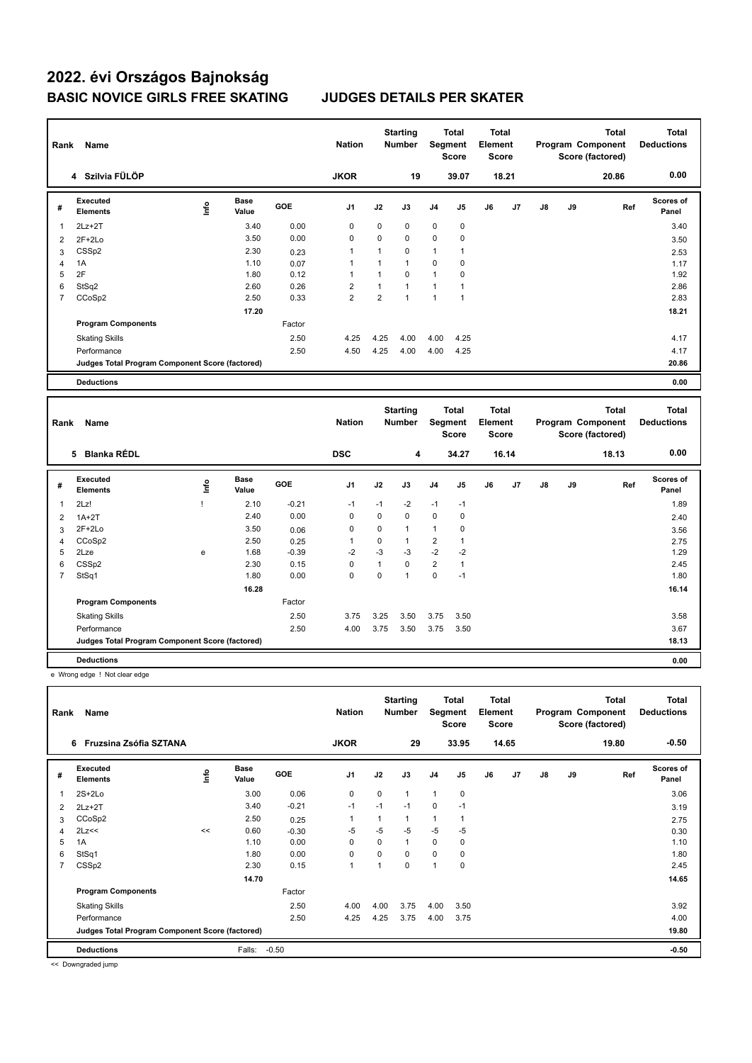# 2022. évi Országos Bajnokság

## BASIC NOVICE GIRLS FREE SKATING JUDGES DETAILS PER SKATER

| Rank | Name | Nation | Starting Number | Total Segment Score | Total Element Score | Total Program Component Score (factored) | Total Deductions |
|---|---|---|---|---|---|---|---|
| 4 | Szilvia FÜLÖP | JKOR | 19 | 39.07 | 18.21 | 20.86 | 0.00 |

| # | Executed Elements | Info | Base Value | GOE | J1 | J2 | J3 | J4 | J5 | J6 | J7 | J8 | J9 | Ref | Scores of Panel |
|---|---|---|---|---|---|---|---|---|---|---|---|---|---|---|---|
| 1 | 2Lz+2T | | 3.40 | 0.00 | 0 | 0 | 0 | 0 | 0 | | | | | | 3.40 |
| 2 | 2F+2Lo | | 3.50 | 0.00 | 0 | 0 | 0 | 0 | 0 | | | | | | 3.50 |
| 3 | CSSp2 | | 2.30 | 0.23 | 1 | 1 | 0 | 1 | 1 | | | | | | 2.53 |
| 4 | 1A | | 1.10 | 0.07 | 1 | 1 | 1 | 0 | 0 | | | | | | 1.17 |
| 5 | 2F | | 1.80 | 0.12 | 1 | 1 | 0 | 1 | 0 | | | | | | 1.92 |
| 6 | StSq2 | | 2.60 | 0.26 | 2 | 1 | 1 | 1 | 1 | | | | | | 2.86 |
| 7 | CCoSp2 | | 2.50 | 0.33 | 2 | 2 | 1 | 1 | 1 | | | | | | 2.83 |
| | | | 17.20 | | | | | | | | | | | | 18.21 |
| | **Program Components** | | | Factor | | | | | | | | | | | |
| | Skating Skills | | | 2.50 | 4.25 | 4.25 | 4.00 | 4.00 | 4.25 | | | | | | 4.17 |
| | Performance | | | 2.50 | 4.50 | 4.25 | 4.00 | 4.00 | 4.25 | | | | | | 4.17 |
| | **Judges Total Program Component Score (factored)** | | | | | | | | | | | | | | 20.86 |
| | **Deductions** | | | | | | | | | | | | | | 0.00 |

| Rank | Name | Nation | Starting Number | Total Segment Score | Total Element Score | Total Program Component Score (factored) | Total Deductions |
|---|---|---|---|---|---|---|---|
| 5 | Blanka RÉDL | DSC | 4 | 34.27 | 16.14 | 18.13 | 0.00 |

| # | Executed Elements | Info | Base Value | GOE | J1 | J2 | J3 | J4 | J5 | J6 | J7 | J8 | J9 | Ref | Scores of Panel |
|---|---|---|---|---|---|---|---|---|---|---|---|---|---|---|---|
| 1 | 2Lz! | ! | 2.10 | -0.21 | -1 | -1 | -2 | -1 | -1 | | | | | | 1.89 |
| 2 | 1A+2T | | 2.40 | 0.00 | 0 | 0 | 0 | 0 | 0 | | | | | | 2.40 |
| 3 | 2F+2Lo | | 3.50 | 0.06 | 0 | 0 | 1 | 1 | 0 | | | | | | 3.56 |
| 4 | CCoSp2 | | 2.50 | 0.25 | 1 | 0 | 1 | 2 | 1 | | | | | | 2.75 |
| 5 | 2Lze | e | 1.68 | -0.39 | -2 | -3 | -3 | -2 | -2 | | | | | | 1.29 |
| 6 | CSSp2 | | 2.30 | 0.15 | 0 | 1 | 0 | 2 | 1 | | | | | | 2.45 |
| 7 | StSq1 | | 1.80 | 0.00 | 0 | 0 | 1 | 0 | -1 | | | | | | 1.80 |
| | | | 16.28 | | | | | | | | | | | | 16.14 |
| | **Program Components** | | | Factor | | | | | | | | | | | |
| | Skating Skills | | | 2.50 | 3.75 | 3.25 | 3.50 | 3.75 | 3.50 | | | | | | 3.58 |
| | Performance | | | 2.50 | 4.00 | 3.75 | 3.50 | 3.75 | 3.50 | | | | | | 3.67 |
| | **Judges Total Program Component Score (factored)** | | | | | | | | | | | | | | 18.13 |
| | **Deductions** | | | | | | | | | | | | | | 0.00 |

e Wrong edge ! Not clear edge

| Rank | Name | Nation | Starting Number | Total Segment Score | Total Element Score | Total Program Component Score (factored) | Total Deductions |
|---|---|---|---|---|---|---|---|
| 6 | Fruzsina Zsófia SZTANA | JKOR | 29 | 33.95 | 14.65 | 19.80 | -0.50 |

| # | Executed Elements | Info | Base Value | GOE | J1 | J2 | J3 | J4 | J5 | J6 | J7 | J8 | J9 | Ref | Scores of Panel |
|---|---|---|---|---|---|---|---|---|---|---|---|---|---|---|---|
| 1 | 2S+2Lo | | 3.00 | 0.06 | 0 | 0 | 1 | 1 | 0 | | | | | | 3.06 |
| 2 | 2Lz+2T | | 3.40 | -0.21 | -1 | -1 | -1 | 0 | -1 | | | | | | 3.19 |
| 3 | CCoSp2 | | 2.50 | 0.25 | 1 | 1 | 1 | 1 | 1 | | | | | | 2.75 |
| 4 | 2Lz<< | << | 0.60 | -0.30 | -5 | -5 | -5 | -5 | -5 | | | | | | 0.30 |
| 5 | 1A | | 1.10 | 0.00 | 0 | 0 | 1 | 0 | 0 | | | | | | 1.10 |
| 6 | StSq1 | | 1.80 | 0.00 | 0 | 0 | 0 | 0 | 0 | | | | | | 1.80 |
| 7 | CSSp2 | | 2.30 | 0.15 | 1 | 1 | 0 | 1 | 0 | | | | | | 2.45 |
| | | | 14.70 | | | | | | | | | | | | 14.65 |
| | **Program Components** | | | Factor | | | | | | | | | | | |
| | Skating Skills | | | 2.50 | 4.00 | 4.00 | 3.75 | 4.00 | 3.50 | | | | | | 3.92 |
| | Performance | | | 2.50 | 4.25 | 4.25 | 3.75 | 4.00 | 3.75 | | | | | | 4.00 |
| | **Judges Total Program Component Score (factored)** | | | | | | | | | | | | | | 19.80 |
| | **Deductions** | Falls: | -0.50 | | | | | | | | | | | | -0.50 |

<< Downgraded jump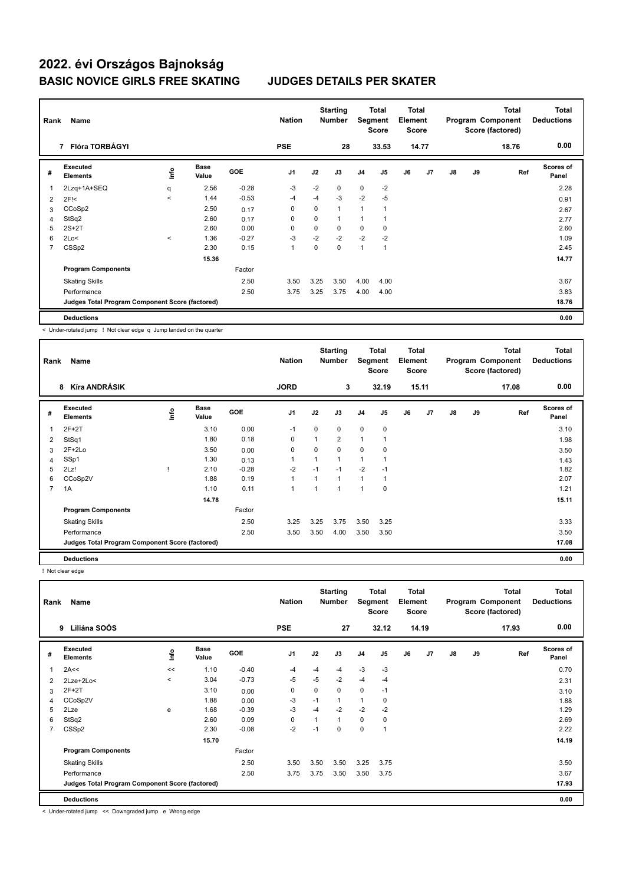# 2022. évi Országos Bajnokság

## BASIC NOVICE GIRLS FREE SKATING JUDGES DETAILS PER SKATER

| Rank | Name | Nation | Starting Number | Total Segment Score | Total Element Score | Total Program Component Score (factored) | Total Deductions |
|---|---|---|---|---|---|---|---|
| 7 | Flóra TORBÁGYI | PSE | 28 | 33.53 | 14.77 | 18.76 | 0.00 |

| # | Executed Elements | Info | Base Value | GOE | J1 | J2 | J3 | J4 | J5 | J6 | J7 | J8 | J9 | Ref | Scores of Panel |
|---|---|---|---|---|---|---|---|---|---|---|---|---|---|---|---|
| 1 | 2Lzq+1A+SEQ | q | 2.56 | -0.28 | -3 | -2 | 0 | 0 | -2 | | | | | | 2.28 |
| 2 | 2F!< | < | 1.44 | -0.53 | -4 | -4 | -3 | -2 | -5 | | | | | | 0.91 |
| 3 | CCoSp2 | | 2.50 | 0.17 | 0 | 0 | 1 | 1 | 1 | | | | | | 2.67 |
| 4 | StSq2 | | 2.60 | 0.17 | 0 | 0 | 1 | 1 | 1 | | | | | | 2.77 |
| 5 | 2S+2T | | 2.60 | 0.00 | 0 | 0 | 0 | 0 | 0 | | | | | | 2.60 |
| 6 | 2Lo< | < | 1.36 | -0.27 | -3 | -2 | -2 | -2 | -2 | | | | | | 1.09 |
| 7 | CSSp2 | | 2.30 | 0.15 | 1 | 0 | 0 | 1 | 1 | | | | | | 2.45 |
| | | | 15.36 | | | | | | | | | | | | 14.77 |
| | Program Components | | | Factor | | | | | | | | | | | |
| | Skating Skills | | | 2.50 | 3.50 | 3.25 | 3.50 | 4.00 | 4.00 | | | | | | 3.67 |
| | Performance | | | 2.50 | 3.75 | 3.25 | 3.75 | 4.00 | 4.00 | | | | | | 3.83 |
| | Judges Total Program Component Score (factored) | | | | | | | | | | | | | | 18.76 |
| | Deductions | | | | | | | | | | | | | | 0.00 |

< Under-rotated jump ! Not clear edge q Jump landed on the quarter

| Rank | Name | Nation | Starting Number | Total Segment Score | Total Element Score | Total Program Component Score (factored) | Total Deductions |
|---|---|---|---|---|---|---|---|
| 8 | Kíra ANDRÁSIK | JORD | 3 | 32.19 | 15.11 | 17.08 | 0.00 |

| # | Executed Elements | Info | Base Value | GOE | J1 | J2 | J3 | J4 | J5 | J6 | J7 | J8 | J9 | Ref | Scores of Panel |
|---|---|---|---|---|---|---|---|---|---|---|---|---|---|---|---|
| 1 | 2F+2T | | 3.10 | 0.00 | -1 | 0 | 0 | 0 | 0 | | | | | | 3.10 |
| 2 | StSq1 | | 1.80 | 0.18 | 0 | 1 | 2 | 1 | 1 | | | | | | 1.98 |
| 3 | 2F+2Lo | | 3.50 | 0.00 | 0 | 0 | 0 | 0 | 0 | | | | | | 3.50 |
| 4 | SSp1 | | 1.30 | 0.13 | 1 | 1 | 1 | 1 | 1 | | | | | | 1.43 |
| 5 | 2Lz! | ! | 2.10 | -0.28 | -2 | -1 | -1 | -2 | -1 | | | | | | 1.82 |
| 6 | CCoSp2V | | 1.88 | 0.19 | 1 | 1 | 1 | 1 | 1 | | | | | | 2.07 |
| 7 | 1A | | 1.10 | 0.11 | 1 | 1 | 1 | 1 | 0 | | | | | | 1.21 |
| | | | 14.78 | | | | | | | | | | | | 15.11 |
| | Program Components | | | Factor | | | | | | | | | | | |
| | Skating Skills | | | 2.50 | 3.25 | 3.25 | 3.75 | 3.50 | 3.25 | | | | | | 3.33 |
| | Performance | | | 2.50 | 3.50 | 3.50 | 4.00 | 3.50 | 3.50 | | | | | | 3.50 |
| | Judges Total Program Component Score (factored) | | | | | | | | | | | | | | 17.08 |
| | Deductions | | | | | | | | | | | | | | 0.00 |

! Not clear edge

| Rank | Name | Nation | Starting Number | Total Segment Score | Total Element Score | Total Program Component Score (factored) | Total Deductions |
|---|---|---|---|---|---|---|---|
| 9 | Liliána SOÓS | PSE | 27 | 32.12 | 14.19 | 17.93 | 0.00 |

| # | Executed Elements | Info | Base Value | GOE | J1 | J2 | J3 | J4 | J5 | J6 | J7 | J8 | J9 | Ref | Scores of Panel |
|---|---|---|---|---|---|---|---|---|---|---|---|---|---|---|---|
| 1 | 2A<< | << | 1.10 | -0.40 | -4 | -4 | -4 | -3 | -3 | | | | | | 0.70 |
| 2 | 2Lze+2Lo< | < | 3.04 | -0.73 | -5 | -5 | -2 | -4 | -4 | | | | | | 2.31 |
| 3 | 2F+2T | | 3.10 | 0.00 | 0 | 0 | 0 | 0 | -1 | | | | | | 3.10 |
| 4 | CCoSp2V | | 1.88 | 0.00 | -3 | -1 | 1 | 1 | 0 | | | | | | 1.88 |
| 5 | 2Lze | e | 1.68 | -0.39 | -3 | -4 | -2 | -2 | -2 | | | | | | 1.29 |
| 6 | StSq2 | | 2.60 | 0.09 | 0 | 1 | 1 | 0 | 0 | | | | | | 2.69 |
| 7 | CSSp2 | | 2.30 | -0.08 | -2 | -1 | 0 | 0 | 1 | | | | | | 2.22 |
| | | | 15.70 | | | | | | | | | | | | 14.19 |
| | Program Components | | | Factor | | | | | | | | | | | |
| | Skating Skills | | | 2.50 | 3.50 | 3.50 | 3.50 | 3.25 | 3.75 | | | | | | 3.50 |
| | Performance | | | 2.50 | 3.75 | 3.75 | 3.50 | 3.50 | 3.75 | | | | | | 3.67 |
| | Judges Total Program Component Score (factored) | | | | | | | | | | | | | | 17.93 |
| | Deductions | | | | | | | | | | | | | | 0.00 |

< Under-rotated jump << Downgraded jump e Wrong edge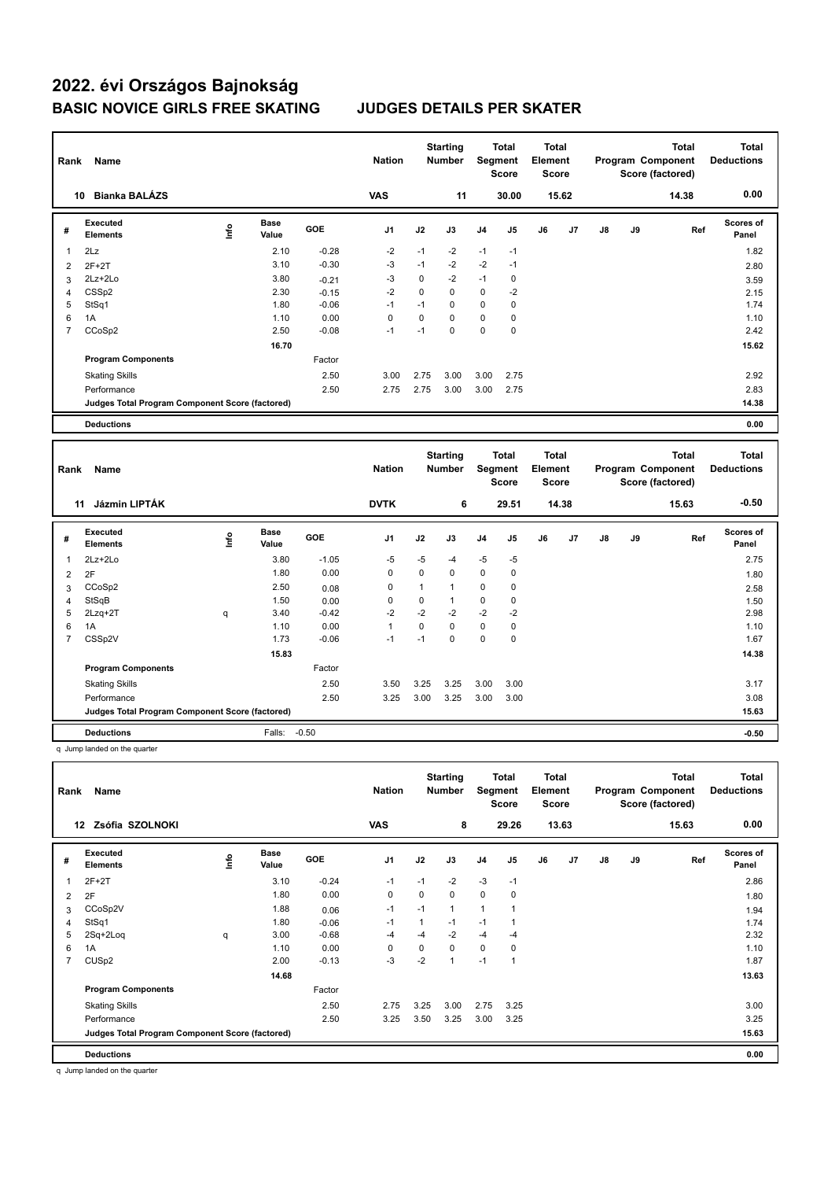# 2022. évi Országos Bajnokság

## BASIC NOVICE GIRLS FREE SKATING JUDGES DETAILS PER SKATER

| Rank | Name | Nation | Starting Number | Total Segment Score | Total Element Score | Total Program Component Score (factored) | Total Deductions |
|---|---|---|---|---|---|---|---|
| 10 | Bianka BALÁZS | VAS | 11 | 30.00 | 15.62 | 14.38 | 0.00 |

| # | Executed Elements | Info | Base Value | GOE | J1 | J2 | J3 | J4 | J5 | J6 | J7 | J8 | J9 | Ref | Scores of Panel |
|---|---|---|---|---|---|---|---|---|---|---|---|---|---|---|---|
| 1 | 2Lz | | 2.10 | -0.28 | -2 | -1 | -2 | -1 | -1 | | | | | | 1.82 |
| 2 | 2F+2T | | 3.10 | -0.30 | -3 | -1 | -2 | -2 | -1 | | | | | | 2.80 |
| 3 | 2Lz+2Lo | | 3.80 | -0.21 | -3 | 0 | -2 | -1 | 0 | | | | | | 3.59 |
| 4 | CSSp2 | | 2.30 | -0.15 | -2 | 0 | 0 | 0 | -2 | | | | | | 2.15 |
| 5 | StSq1 | | 1.80 | -0.06 | -1 | -1 | 0 | 0 | 0 | | | | | | 1.74 |
| 6 | 1A | | 1.10 | 0.00 | 0 | 0 | 0 | 0 | 0 | | | | | | 1.10 |
| 7 | CCoSp2 | | 2.50 | -0.08 | -1 | -1 | 0 | 0 | 0 | | | | | | 2.42 |
| | | | 16.70 | | | | | | | | | | | | 15.62 |
| | **Program Components** | | | Factor | | | | | | | | | | | |
| | Skating Skills | | | 2.50 | 3.00 | 2.75 | 3.00 | 3.00 | 2.75 | | | | | | 2.92 |
| | Performance | | | 2.50 | 2.75 | 2.75 | 3.00 | 3.00 | 2.75 | | | | | | 2.83 |
| | **Judges Total Program Component Score (factored)** | | | | | | | | | | | | | | 14.38 |
| | **Deductions** | | | | | | | | | | | | | | 0.00 |

| Rank | Name | Nation | Starting Number | Total Segment Score | Total Element Score | Total Program Component Score (factored) | Total Deductions |
|---|---|---|---|---|---|---|---|
| 11 | Jázmin LIPTÁK | DVTK | 6 | 29.51 | 14.38 | 15.63 | -0.50 |

| # | Executed Elements | Info | Base Value | GOE | J1 | J2 | J3 | J4 | J5 | J6 | J7 | J8 | J9 | Ref | Scores of Panel |
|---|---|---|---|---|---|---|---|---|---|---|---|---|---|---|---|
| 1 | 2Lz+2Lo | | 3.80 | -1.05 | -5 | -5 | -4 | -5 | -5 | | | | | | 2.75 |
| 2 | 2F | | 1.80 | 0.00 | 0 | 0 | 0 | 0 | 0 | | | | | | 1.80 |
| 3 | CCoSp2 | | 2.50 | 0.08 | 0 | 1 | 1 | 0 | 0 | | | | | | 2.58 |
| 4 | StSqB | | 1.50 | 0.00 | 0 | 0 | 1 | 0 | 0 | | | | | | 1.50 |
| 5 | 2Lzq+2T | q | 3.40 | -0.42 | -2 | -2 | -2 | -2 | -2 | | | | | | 2.98 |
| 6 | 1A | | 1.10 | 0.00 | 1 | 0 | 0 | 0 | 0 | | | | | | 1.10 |
| 7 | CSSp2V | | 1.73 | -0.06 | -1 | -1 | 0 | 0 | 0 | | | | | | 1.67 |
| | | | 15.83 | | | | | | | | | | | | 14.38 |
| | **Program Components** | | | Factor | | | | | | | | | | | |
| | Skating Skills | | | 2.50 | 3.50 | 3.25 | 3.25 | 3.00 | 3.00 | | | | | | 3.17 |
| | Performance | | | 2.50 | 3.25 | 3.00 | 3.25 | 3.00 | 3.00 | | | | | | 3.08 |
| | **Judges Total Program Component Score (factored)** | | | | | | | | | | | | | | 15.63 |
| | **Deductions** | | Falls: | -0.50 | | | | | | | | | | | -0.50 |

q Jump landed on the quarter

| Rank | Name | Nation | Starting Number | Total Segment Score | Total Element Score | Total Program Component Score (factored) | Total Deductions |
|---|---|---|---|---|---|---|---|
| 12 | Zsófia SZOLNOKI | VAS | 8 | 29.26 | 13.63 | 15.63 | 0.00 |

| # | Executed Elements | Info | Base Value | GOE | J1 | J2 | J3 | J4 | J5 | J6 | J7 | J8 | J9 | Ref | Scores of Panel |
|---|---|---|---|---|---|---|---|---|---|---|---|---|---|---|---|
| 1 | 2F+2T | | 3.10 | -0.24 | -1 | -1 | -2 | -3 | -1 | | | | | | 2.86 |
| 2 | 2F | | 1.80 | 0.00 | 0 | 0 | 0 | 0 | 0 | | | | | | 1.80 |
| 3 | CCoSp2V | | 1.88 | 0.06 | -1 | -1 | 1 | 1 | 1 | | | | | | 1.94 |
| 4 | StSq1 | | 1.80 | -0.06 | -1 | 1 | -1 | -1 | 1 | | | | | | 1.74 |
| 5 | 2Sq+2Loq | q | 3.00 | -0.68 | -4 | -4 | -2 | -4 | -4 | | | | | | 2.32 |
| 6 | 1A | | 1.10 | 0.00 | 0 | 0 | 0 | 0 | 0 | | | | | | 1.10 |
| 7 | CUSp2 | | 2.00 | -0.13 | -3 | -2 | 1 | -1 | 1 | | | | | | 1.87 |
| | | | 14.68 | | | | | | | | | | | | 13.63 |
| | **Program Components** | | | Factor | | | | | | | | | | | |
| | Skating Skills | | | 2.50 | 2.75 | 3.25 | 3.00 | 2.75 | 3.25 | | | | | | 3.00 |
| | Performance | | | 2.50 | 3.25 | 3.50 | 3.25 | 3.00 | 3.25 | | | | | | 3.25 |
| | **Judges Total Program Component Score (factored)** | | | | | | | | | | | | | | 15.63 |
| | **Deductions** | | | | | | | | | | | | | | 0.00 |

q Jump landed on the quarter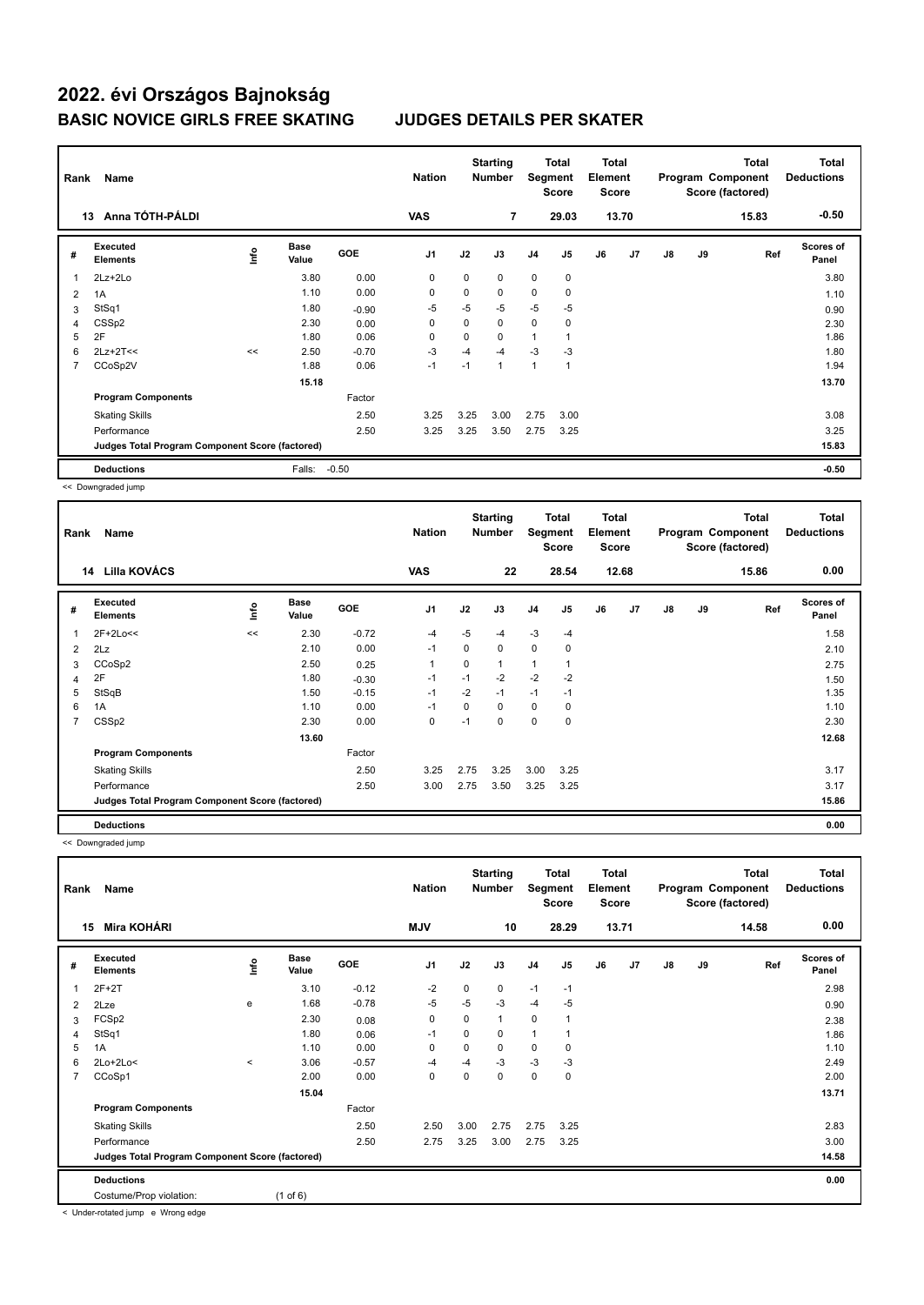# 2022. évi Országos Bajnokság

## BASIC NOVICE GIRLS FREE SKATING JUDGES DETAILS PER SKATER

| Rank | Name | Nation | Starting Number | Total Segment Score | Total Element Score | Total Program Component Score (factored) | Total Deductions |
|---|---|---|---|---|---|---|---|
| 13 | Anna TÓTH-PÁLDI | VAS | 7 | 29.03 | 13.70 | 15.83 | -0.50 |

| # | Executed Elements | Info | Base Value | GOE | J1 | J2 | J3 | J4 | J5 | J6 | J7 | J8 | J9 | Ref | Scores of Panel |
|---|---|---|---|---|---|---|---|---|---|---|---|---|---|---|---|
| 1 | 2Lz+2Lo | | 3.80 | 0.00 | 0 | 0 | 0 | 0 | 0 | | | | | | 3.80 |
| 2 | 1A | | 1.10 | 0.00 | 0 | 0 | 0 | 0 | 0 | | | | | | 1.10 |
| 3 | StSq1 | | 1.80 | -0.90 | -5 | -5 | -5 | -5 | -5 | | | | | | 0.90 |
| 4 | CSSp2 | | 2.30 | 0.00 | 0 | 0 | 0 | 0 | 0 | | | | | | 2.30 |
| 5 | 2F | | 1.80 | 0.06 | 0 | 0 | 0 | 1 | 1 | | | | | | 1.86 |
| 6 | 2Lz+2T<< | << | 2.50 | -0.70 | -3 | -4 | -4 | -3 | -3 | | | | | | 1.80 |
| 7 | CCoSp2V | | 1.88 | 0.06 | -1 | -1 | 1 | 1 | 1 | | | | | | 1.94 |
| | | | 15.18 | | | | | | | | | | | | 13.70 |
| | **Program Components** | | | Factor | | | | | | | | | | | |
| | Skating Skills | | | 2.50 | 3.25 | 3.25 | 3.00 | 2.75 | 3.00 | | | | | | 3.08 |
| | Performance | | | 2.50 | 3.25 | 3.25 | 3.50 | 2.75 | 3.25 | | | | | | 3.25 |
| | **Judges Total Program Component Score (factored)** | | | | | | | | | | | | | | 15.83 |
| | **Deductions** | | Falls: | -0.50 | | | | | | | | | | | -0.50 |

<< Downgraded jump

| Rank | Name | Nation | Starting Number | Total Segment Score | Total Element Score | Total Program Component Score (factored) | Total Deductions |
|---|---|---|---|---|---|---|---|
| 14 | Lilla KOVÁCS | VAS | 22 | 28.54 | 12.68 | 15.86 | 0.00 |

| # | Executed Elements | Info | Base Value | GOE | J1 | J2 | J3 | J4 | J5 | J6 | J7 | J8 | J9 | Ref | Scores of Panel |
|---|---|---|---|---|---|---|---|---|---|---|---|---|---|---|---|
| 1 | 2F+2Lo<< | << | 2.30 | -0.72 | -4 | -5 | -4 | -3 | -4 | | | | | | 1.58 |
| 2 | 2Lz | | 2.10 | 0.00 | -1 | 0 | 0 | 0 | 0 | | | | | | 2.10 |
| 3 | CCoSp2 | | 2.50 | 0.25 | 1 | 0 | 1 | 1 | 1 | | | | | | 2.75 |
| 4 | 2F | | 1.80 | -0.30 | -1 | -1 | -2 | -2 | -2 | | | | | | 1.50 |
| 5 | StSqB | | 1.50 | -0.15 | -1 | -2 | -1 | -1 | -1 | | | | | | 1.35 |
| 6 | 1A | | 1.10 | 0.00 | -1 | 0 | 0 | 0 | 0 | | | | | | 1.10 |
| 7 | CSSp2 | | 2.30 | 0.00 | 0 | -1 | 0 | 0 | 0 | | | | | | 2.30 |
| | | | 13.60 | | | | | | | | | | | | 12.68 |
| | **Program Components** | | | Factor | | | | | | | | | | | |
| | Skating Skills | | | 2.50 | 3.25 | 2.75 | 3.25 | 3.00 | 3.25 | | | | | | 3.17 |
| | Performance | | | 2.50 | 3.00 | 2.75 | 3.50 | 3.25 | 3.25 | | | | | | 3.17 |
| | **Judges Total Program Component Score (factored)** | | | | | | | | | | | | | | 15.86 |
| | **Deductions** | | | | | | | | | | | | | | 0.00 |

<< Downgraded jump

| Rank | Name | Nation | Starting Number | Total Segment Score | Total Element Score | Total Program Component Score (factored) | Total Deductions |
|---|---|---|---|---|---|---|---|
| 15 | Mira KOHÁRI | MJV | 10 | 28.29 | 13.71 | 14.58 | 0.00 |

| # | Executed Elements | Info | Base Value | GOE | J1 | J2 | J3 | J4 | J5 | J6 | J7 | J8 | J9 | Ref | Scores of Panel |
|---|---|---|---|---|---|---|---|---|---|---|---|---|---|---|---|
| 1 | 2F+2T | | 3.10 | -0.12 | -2 | 0 | 0 | -1 | -1 | | | | | | 2.98 |
| 2 | 2Lze | e | 1.68 | -0.78 | -5 | -5 | -3 | -4 | -5 | | | | | | 0.90 |
| 3 | FCSp2 | | 2.30 | 0.08 | 0 | 0 | 1 | 0 | 1 | | | | | | 2.38 |
| 4 | StSq1 | | 1.80 | 0.06 | -1 | 0 | 0 | 1 | 1 | | | | | | 1.86 |
| 5 | 1A | | 1.10 | 0.00 | 0 | 0 | 0 | 0 | 0 | | | | | | 1.10 |
| 6 | 2Lo+2Lo< | < | 3.06 | -0.57 | -4 | -4 | -3 | -3 | -3 | | | | | | 2.49 |
| 7 | CCoSp1 | | 2.00 | 0.00 | 0 | 0 | 0 | 0 | 0 | | | | | | 2.00 |
| | | | 15.04 | | | | | | | | | | | | 13.71 |
| | **Program Components** | | | Factor | | | | | | | | | | | |
| | Skating Skills | | | 2.50 | 2.50 | 3.00 | 2.75 | 2.75 | 3.25 | | | | | | 2.83 |
| | Performance | | | 2.50 | 2.75 | 3.25 | 3.00 | 2.75 | 3.25 | | | | | | 3.00 |
| | **Judges Total Program Component Score (factored)** | | | | | | | | | | | | | | 14.58 |
| | **Deductions** | | | | | | | | | | | | | | 0.00 |
| | Costume/Prop violation: | | (1 of 6) | | | | | | | | | | | | |

< Under-rotated jump e Wrong edge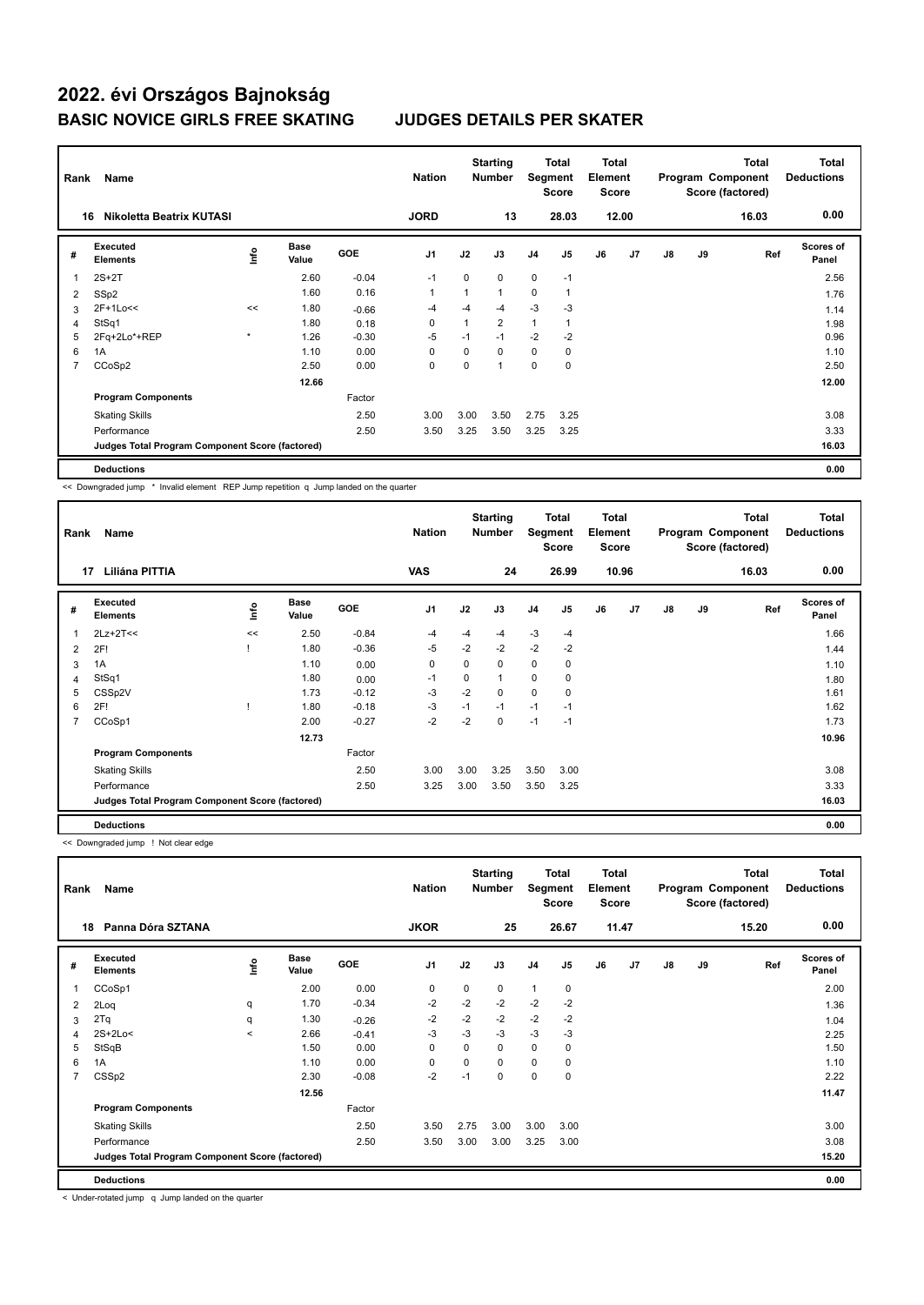# 2022. évi Országos Bajnokság

## BASIC NOVICE GIRLS FREE SKATING — JUDGES DETAILS PER SKATER

| Rank | Name | Nation | Starting Number | Total Segment Score | Total Element Score | Total Program Component Score (factored) | Total Deductions |
|---|---|---|---|---|---|---|---|
| 16 | Nikoletta Beatrix KUTASI | JORD | 13 | 28.03 | 12.00 | 16.03 | 0.00 |

| # | Executed Elements | Info | Base Value | GOE | J1 | J2 | J3 | J4 | J5 | J6 | J7 | J8 | J9 | Ref | Scores of Panel |
|---|---|---|---|---|---|---|---|---|---|---|---|---|---|---|---|
| 1 | 2S+2T | | 2.60 | -0.04 | -1 | 0 | 0 | 0 | -1 | | | | | | 2.56 |
| 2 | SSp2 | | 1.60 | 0.16 | 1 | 1 | 1 | 0 | 1 | | | | | | 1.76 |
| 3 | 2F+1Lo<< | << | 1.80 | -0.66 | -4 | -4 | -4 | -3 | -3 | | | | | | 1.14 |
| 4 | StSq1 | | 1.80 | 0.18 | 0 | 1 | 2 | 1 | 1 | | | | | | 1.98 |
| 5 | 2Fq+2Lo*+REP | * | 1.26 | -0.30 | -5 | -1 | -1 | -2 | -2 | | | | | | 0.96 |
| 6 | 1A | | 1.10 | 0.00 | 0 | 0 | 0 | 0 | 0 | | | | | | 1.10 |
| 7 | CCoSp2 | | 2.50 | 0.00 | 0 | 0 | 1 | 0 | 0 | | | | | | 2.50 |
| | | | 12.66 | | | | | | | | | | | | 12.00 |
| | **Program Components** | | | Factor | | | | | | | | | | | |
| | Skating Skills | | | 2.50 | 3.00 | 3.00 | 3.50 | 2.75 | 3.25 | | | | | | 3.08 |
| | Performance | | | 2.50 | 3.50 | 3.25 | 3.50 | 3.25 | 3.25 | | | | | | 3.33 |
| | **Judges Total Program Component Score (factored)** | | | | | | | | | | | | | | 16.03 |
| | **Deductions** | | | | | | | | | | | | | | 0.00 |

<< Downgraded jump * Invalid element REP Jump repetition q Jump landed on the quarter

| Rank | Name | Nation | Starting Number | Total Segment Score | Total Element Score | Total Program Component Score (factored) | Total Deductions |
|---|---|---|---|---|---|---|---|
| 17 | Liliána PITTIA | VAS | 24 | 26.99 | 10.96 | 16.03 | 0.00 |

| # | Executed Elements | Info | Base Value | GOE | J1 | J2 | J3 | J4 | J5 | J6 | J7 | J8 | J9 | Ref | Scores of Panel |
|---|---|---|---|---|---|---|---|---|---|---|---|---|---|---|---|
| 1 | 2Lz+2T<< | << | 2.50 | -0.84 | -4 | -4 | -4 | -3 | -4 | | | | | | 1.66 |
| 2 | 2F! | ! | 1.80 | -0.36 | -5 | -2 | -2 | -2 | -2 | | | | | | 1.44 |
| 3 | 1A | | 1.10 | 0.00 | 0 | 0 | 0 | 0 | 0 | | | | | | 1.10 |
| 4 | StSq1 | | 1.80 | 0.00 | -1 | 0 | 1 | 0 | 0 | | | | | | 1.80 |
| 5 | CSSp2V | | 1.73 | -0.12 | -3 | -2 | 0 | 0 | 0 | | | | | | 1.61 |
| 6 | 2F! | ! | 1.80 | -0.18 | -3 | -1 | -1 | -1 | -1 | | | | | | 1.62 |
| 7 | CCoSp1 | | 2.00 | -0.27 | -2 | -2 | 0 | -1 | -1 | | | | | | 1.73 |
| | | | 12.73 | | | | | | | | | | | | 10.96 |
| | **Program Components** | | | Factor | | | | | | | | | | | |
| | Skating Skills | | | 2.50 | 3.00 | 3.00 | 3.25 | 3.50 | 3.00 | | | | | | 3.08 |
| | Performance | | | 2.50 | 3.25 | 3.00 | 3.50 | 3.50 | 3.25 | | | | | | 3.33 |
| | **Judges Total Program Component Score (factored)** | | | | | | | | | | | | | | 16.03 |
| | **Deductions** | | | | | | | | | | | | | | 0.00 |

<< Downgraded jump ! Not clear edge

| Rank | Name | Nation | Starting Number | Total Segment Score | Total Element Score | Total Program Component Score (factored) | Total Deductions |
|---|---|---|---|---|---|---|---|
| 18 | Panna Dóra SZTANA | JKOR | 25 | 26.67 | 11.47 | 15.20 | 0.00 |

| # | Executed Elements | Info | Base Value | GOE | J1 | J2 | J3 | J4 | J5 | J6 | J7 | J8 | J9 | Ref | Scores of Panel |
|---|---|---|---|---|---|---|---|---|---|---|---|---|---|---|---|
| 1 | CCoSp1 | | 2.00 | 0.00 | 0 | 0 | 0 | 1 | 0 | | | | | | 2.00 |
| 2 | 2Loq | q | 1.70 | -0.34 | -2 | -2 | -2 | -2 | -2 | | | | | | 1.36 |
| 3 | 2Tq | q | 1.30 | -0.26 | -2 | -2 | -2 | -2 | -2 | | | | | | 1.04 |
| 4 | 2S+2Lo< | < | 2.66 | -0.41 | -3 | -3 | -3 | -3 | -3 | | | | | | 2.25 |
| 5 | StSqB | | 1.50 | 0.00 | 0 | 0 | 0 | 0 | 0 | | | | | | 1.50 |
| 6 | 1A | | 1.10 | 0.00 | 0 | 0 | 0 | 0 | 0 | | | | | | 1.10 |
| 7 | CSSp2 | | 2.30 | -0.08 | -2 | -1 | 0 | 0 | 0 | | | | | | 2.22 |
| | | | 12.56 | | | | | | | | | | | | 11.47 |
| | **Program Components** | | | Factor | | | | | | | | | | | |
| | Skating Skills | | | 2.50 | 3.50 | 2.75 | 3.00 | 3.00 | 3.00 | | | | | | 3.00 |
| | Performance | | | 2.50 | 3.50 | 3.00 | 3.00 | 3.25 | 3.00 | | | | | | 3.08 |
| | **Judges Total Program Component Score (factored)** | | | | | | | | | | | | | | 15.20 |
| | **Deductions** | | | | | | | | | | | | | | 0.00 |

< Under-rotated jump q Jump landed on the quarter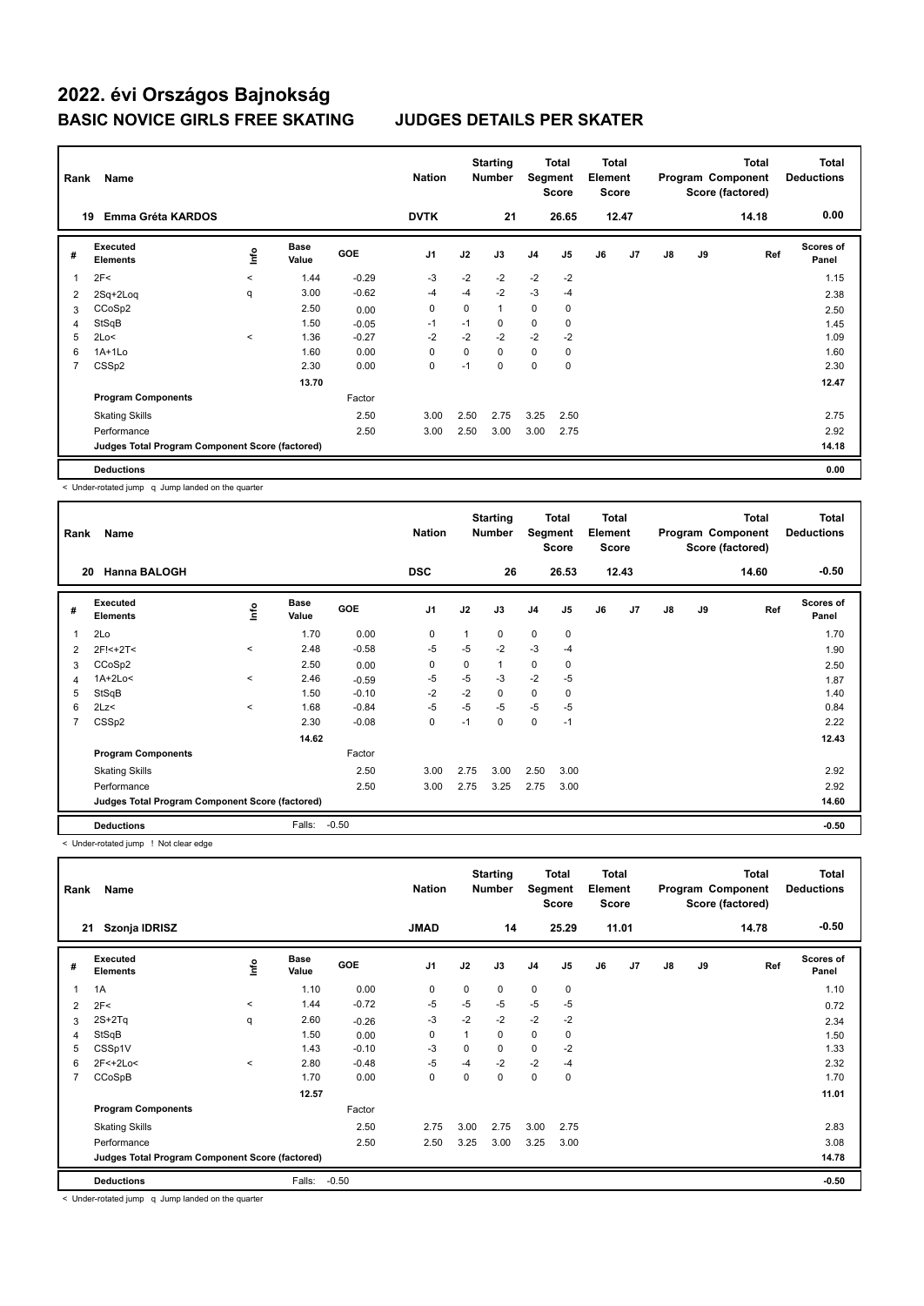# 2022. évi Országos Bajnokság

## BASIC NOVICE GIRLS FREE SKATING — JUDGES DETAILS PER SKATER

| Rank | Name | Nation | Starting Number | Total Segment Score | Total Element Score | Total Program Component Score (factored) | Total Deductions |
|---|---|---|---|---|---|---|---|
| 19 | Emma Gréta KARDOS | DVTK | 21 | 26.65 | 12.47 | 14.18 | 0.00 |

| # | Executed Elements | Info | Base Value | GOE | J1 | J2 | J3 | J4 | J5 | J6 | J7 | J8 | J9 | Ref | Scores of Panel |
|---|---|---|---|---|---|---|---|---|---|---|---|---|---|---|---|
| 1 | 2F< | < | 1.44 | -0.29 | -3 | -2 | -2 | -2 | -2 | | | | | | 1.15 |
| 2 | 2Sq+2Loq | q | 3.00 | -0.62 | -4 | -4 | -2 | -3 | -4 | | | | | | 2.38 |
| 3 | CCoSp2 | | 2.50 | 0.00 | 0 | 0 | 1 | 0 | 0 | | | | | | 2.50 |
| 4 | StSqB | | 1.50 | -0.05 | -1 | -1 | 0 | 0 | 0 | | | | | | 1.45 |
| 5 | 2Lo< | < | 1.36 | -0.27 | -2 | -2 | -2 | -2 | -2 | | | | | | 1.09 |
| 6 | 1A+1Lo | | 1.60 | 0.00 | 0 | 0 | 0 | 0 | 0 | | | | | | 1.60 |
| 7 | CSSp2 | | 2.30 | 0.00 | 0 | -1 | 0 | 0 | 0 | | | | | | 2.30 |
| | | | 13.70 | | | | | | | | | | | | 12.47 |
| | **Program Components** | | | Factor | | | | | | | | | | | |
| | Skating Skills | | | 2.50 | 3.00 | 2.50 | 2.75 | 3.25 | 2.50 | | | | | | 2.75 |
| | Performance | | | 2.50 | 3.00 | 2.50 | 3.00 | 3.00 | 2.75 | | | | | | 2.92 |
| | **Judges Total Program Component Score (factored)** | | | | | | | | | | | | | | 14.18 |
| | **Deductions** | | | | | | | | | | | | | | 0.00 |

< Under-rotated jump q Jump landed on the quarter

| Rank | Name | Nation | Starting Number | Total Segment Score | Total Element Score | Total Program Component Score (factored) | Total Deductions |
|---|---|---|---|---|---|---|---|
| 20 | Hanna BALOGH | DSC | 26 | 26.53 | 12.43 | 14.60 | -0.50 |

| # | Executed Elements | Info | Base Value | GOE | J1 | J2 | J3 | J4 | J5 | J6 | J7 | J8 | J9 | Ref | Scores of Panel |
|---|---|---|---|---|---|---|---|---|---|---|---|---|---|---|---|
| 1 | 2Lo | | 1.70 | 0.00 | 0 | 1 | 0 | 0 | 0 | | | | | | 1.70 |
| 2 | 2F!<+2T< | < | 2.48 | -0.58 | -5 | -5 | -2 | -3 | -4 | | | | | | 1.90 |
| 3 | CCoSp2 | | 2.50 | 0.00 | 0 | 0 | 1 | 0 | 0 | | | | | | 2.50 |
| 4 | 1A+2Lo< | < | 2.46 | -0.59 | -5 | -5 | -3 | -2 | -5 | | | | | | 1.87 |
| 5 | StSqB | | 1.50 | -0.10 | -2 | -2 | 0 | 0 | 0 | | | | | | 1.40 |
| 6 | 2Lz< | < | 1.68 | -0.84 | -5 | -5 | -5 | -5 | -5 | | | | | | 0.84 |
| 7 | CSSp2 | | 2.30 | -0.08 | 0 | -1 | 0 | 0 | -1 | | | | | | 2.22 |
| | | | 14.62 | | | | | | | | | | | | 12.43 |
| | **Program Components** | | | Factor | | | | | | | | | | | |
| | Skating Skills | | | 2.50 | 3.00 | 2.75 | 3.00 | 2.50 | 3.00 | | | | | | 2.92 |
| | Performance | | | 2.50 | 3.00 | 2.75 | 3.25 | 2.75 | 3.00 | | | | | | 2.92 |
| | **Judges Total Program Component Score (factored)** | | | | | | | | | | | | | | 14.60 |
| | **Deductions** | | Falls: | -0.50 | | | | | | | | | | | -0.50 |

< Under-rotated jump ! Not clear edge

| Rank | Name | Nation | Starting Number | Total Segment Score | Total Element Score | Total Program Component Score (factored) | Total Deductions |
|---|---|---|---|---|---|---|---|
| 21 | Szonja IDRISZ | JMAD | 14 | 25.29 | 11.01 | 14.78 | -0.50 |

| # | Executed Elements | Info | Base Value | GOE | J1 | J2 | J3 | J4 | J5 | J6 | J7 | J8 | J9 | Ref | Scores of Panel |
|---|---|---|---|---|---|---|---|---|---|---|---|---|---|---|---|
| 1 | 1A | | 1.10 | 0.00 | 0 | 0 | 0 | 0 | 0 | | | | | | 1.10 |
| 2 | 2F< | < | 1.44 | -0.72 | -5 | -5 | -5 | -5 | -5 | | | | | | 0.72 |
| 3 | 2S+2Tq | q | 2.60 | -0.26 | -3 | -2 | -2 | -2 | -2 | | | | | | 2.34 |
| 4 | StSqB | | 1.50 | 0.00 | 0 | 1 | 0 | 0 | 0 | | | | | | 1.50 |
| 5 | CSSp1V | | 1.43 | -0.10 | -3 | 0 | 0 | 0 | -2 | | | | | | 1.33 |
| 6 | 2F<+2Lo< | < | 2.80 | -0.48 | -5 | -4 | -2 | -2 | -4 | | | | | | 2.32 |
| 7 | CCoSpB | | 1.70 | 0.00 | 0 | 0 | 0 | 0 | 0 | | | | | | 1.70 |
| | | | 12.57 | | | | | | | | | | | | 11.01 |
| | **Program Components** | | | Factor | | | | | | | | | | | |
| | Skating Skills | | | 2.50 | 2.75 | 3.00 | 2.75 | 3.00 | 2.75 | | | | | | 2.83 |
| | Performance | | | 2.50 | 2.50 | 3.25 | 3.00 | 3.25 | 3.00 | | | | | | 3.08 |
| | **Judges Total Program Component Score (factored)** | | | | | | | | | | | | | | 14.78 |
| | **Deductions** | | Falls: | -0.50 | | | | | | | | | | | -0.50 |

< Under-rotated jump q Jump landed on the quarter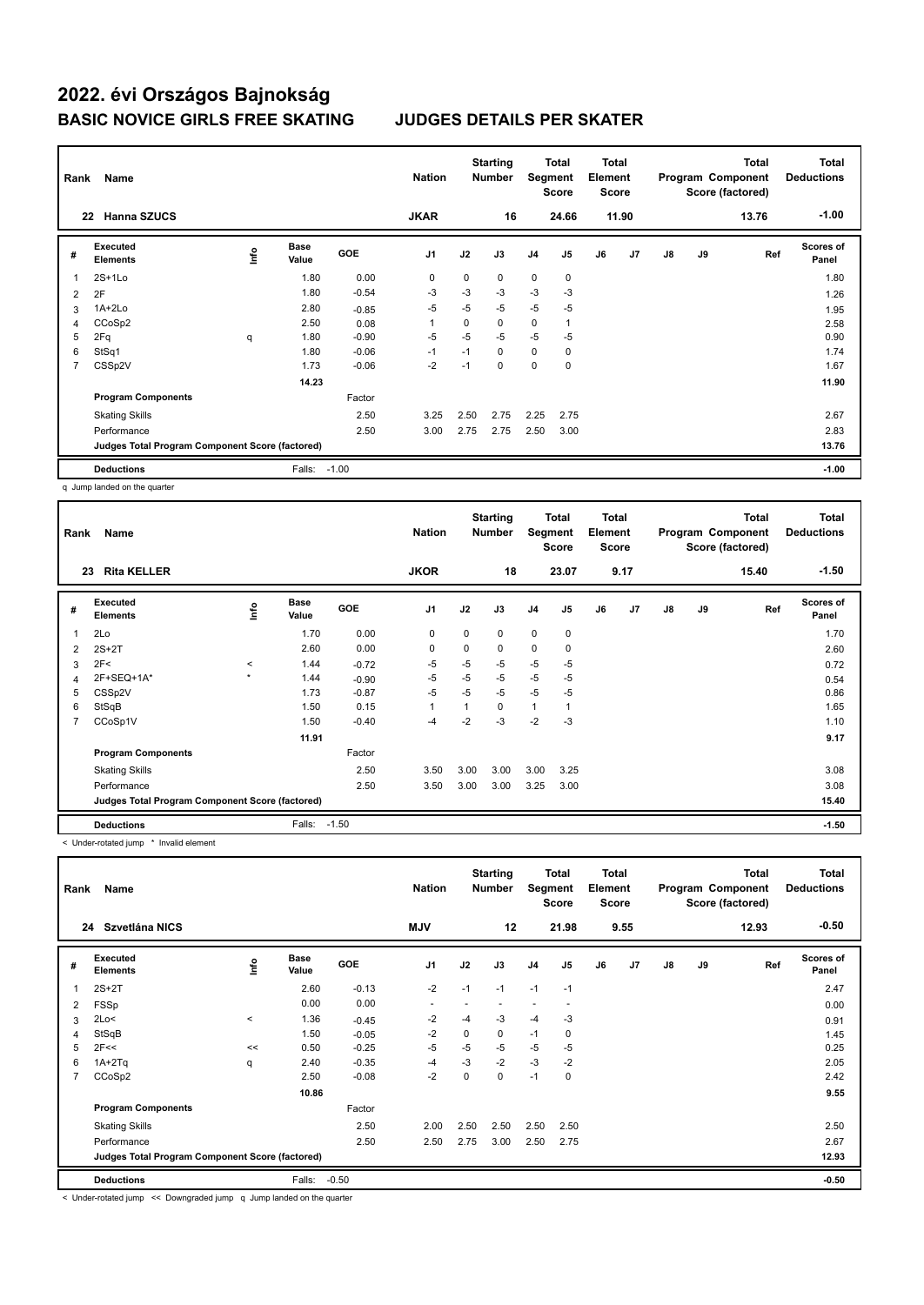# 2022. évi Országos Bajnokság

## BASIC NOVICE GIRLS FREE SKATING — JUDGES DETAILS PER SKATER

| Rank | Name | Nation | Starting Number | Total Segment Score | Total Element Score | Total Program Component Score (factored) | Total Deductions |
|---|---|---|---|---|---|---|---|
| 22 | Hanna SZUCS | JKAR | 16 | 24.66 | 11.90 | 13.76 | -1.00 |

| # | Executed Elements | Info | Base Value | GOE | J1 | J2 | J3 | J4 | J5 | J6 | J7 | J8 | J9 | Ref | Scores of Panel |
|---|---|---|---|---|---|---|---|---|---|---|---|---|---|---|---|
| 1 | 2S+1Lo | | 1.80 | 0.00 | 0 | 0 | 0 | 0 | 0 | | | | | | 1.80 |
| 2 | 2F | | 1.80 | -0.54 | -3 | -3 | -3 | -3 | -3 | | | | | | 1.26 |
| 3 | 1A+2Lo | | 2.80 | -0.85 | -5 | -5 | -5 | -5 | -5 | | | | | | 1.95 |
| 4 | CCoSp2 | | 2.50 | 0.08 | 1 | 0 | 0 | 0 | 1 | | | | | | 2.58 |
| 5 | 2Fq | q | 1.80 | -0.90 | -5 | -5 | -5 | -5 | -5 | | | | | | 0.90 |
| 6 | StSq1 | | 1.80 | -0.06 | -1 | -1 | 0 | 0 | 0 | | | | | | 1.74 |
| 7 | CSSp2V | | 1.73 | -0.06 | -2 | -1 | 0 | 0 | 0 | | | | | | 1.67 |
| | | | 14.23 | | | | | | | | | | | | 11.90 |
| | Program Components | | | Factor | | | | | | | | | | | |
| | Skating Skills | | | 2.50 | 3.25 | 2.50 | 2.75 | 2.25 | 2.75 | | | | | | 2.67 |
| | Performance | | | 2.50 | 3.00 | 2.75 | 2.75 | 2.50 | 3.00 | | | | | | 2.83 |
| | Judges Total Program Component Score (factored) | | | | | | | | | | | | | | 13.76 |
| | Deductions | | Falls: | -1.00 | | | | | | | | | | | -1.00 |

q Jump landed on the quarter

| Rank | Name | Nation | Starting Number | Total Segment Score | Total Element Score | Total Program Component Score (factored) | Total Deductions |
|---|---|---|---|---|---|---|---|
| 23 | Rita KELLER | JKOR | 18 | 23.07 | 9.17 | 15.40 | -1.50 |

| # | Executed Elements | Info | Base Value | GOE | J1 | J2 | J3 | J4 | J5 | J6 | J7 | J8 | J9 | Ref | Scores of Panel |
|---|---|---|---|---|---|---|---|---|---|---|---|---|---|---|---|
| 1 | 2Lo | | 1.70 | 0.00 | 0 | 0 | 0 | 0 | 0 | | | | | | 1.70 |
| 2 | 2S+2T | | 2.60 | 0.00 | 0 | 0 | 0 | 0 | 0 | | | | | | 2.60 |
| 3 | 2F< | < | 1.44 | -0.72 | -5 | -5 | -5 | -5 | -5 | | | | | | 0.72 |
| 4 | 2F+SEQ+1A* | * | 1.44 | -0.90 | -5 | -5 | -5 | -5 | -5 | | | | | | 0.54 |
| 5 | CSSp2V | | 1.73 | -0.87 | -5 | -5 | -5 | -5 | -5 | | | | | | 0.86 |
| 6 | StSqB | | 1.50 | 0.15 | 1 | 1 | 0 | 1 | 1 | | | | | | 1.65 |
| 7 | CCoSp1V | | 1.50 | -0.40 | -4 | -2 | -3 | -2 | -3 | | | | | | 1.10 |
| | | | 11.91 | | | | | | | | | | | | 9.17 |
| | Program Components | | | Factor | | | | | | | | | | | |
| | Skating Skills | | | 2.50 | 3.50 | 3.00 | 3.00 | 3.00 | 3.25 | | | | | | 3.08 |
| | Performance | | | 2.50 | 3.50 | 3.00 | 3.00 | 3.25 | 3.00 | | | | | | 3.08 |
| | Judges Total Program Component Score (factored) | | | | | | | | | | | | | | 15.40 |
| | Deductions | | Falls: | -1.50 | | | | | | | | | | | -1.50 |

< Under-rotated jump * Invalid element

| Rank | Name | Nation | Starting Number | Total Segment Score | Total Element Score | Total Program Component Score (factored) | Total Deductions |
|---|---|---|---|---|---|---|---|
| 24 | Szvetlána NICS | MJV | 12 | 21.98 | 9.55 | 12.93 | -0.50 |

| # | Executed Elements | Info | Base Value | GOE | J1 | J2 | J3 | J4 | J5 | J6 | J7 | J8 | J9 | Ref | Scores of Panel |
|---|---|---|---|---|---|---|---|---|---|---|---|---|---|---|---|
| 1 | 2S+2T | | 2.60 | -0.13 | -2 | -1 | -1 | -1 | -1 | | | | | | 2.47 |
| 2 | FSSp | | 0.00 | 0.00 | - | - | - | - | - | | | | | | 0.00 |
| 3 | 2Lo< | < | 1.36 | -0.45 | -2 | -4 | -3 | -4 | -3 | | | | | | 0.91 |
| 4 | StSqB | | 1.50 | -0.05 | -2 | 0 | 0 | -1 | 0 | | | | | | 1.45 |
| 5 | 2F<< | << | 0.50 | -0.25 | -5 | -5 | -5 | -5 | -5 | | | | | | 0.25 |
| 6 | 1A+2Tq | q | 2.40 | -0.35 | -4 | -3 | -2 | -3 | -2 | | | | | | 2.05 |
| 7 | CCoSp2 | | 2.50 | -0.08 | -2 | 0 | 0 | -1 | 0 | | | | | | 2.42 |
| | | | 10.86 | | | | | | | | | | | | 9.55 |
| | Program Components | | | Factor | | | | | | | | | | | |
| | Skating Skills | | | 2.50 | 2.00 | 2.50 | 2.50 | 2.50 | 2.50 | | | | | | 2.50 |
| | Performance | | | 2.50 | 2.50 | 2.75 | 3.00 | 2.50 | 2.75 | | | | | | 2.67 |
| | Judges Total Program Component Score (factored) | | | | | | | | | | | | | | 12.93 |
| | Deductions | | Falls: | -0.50 | | | | | | | | | | | -0.50 |

< Under-rotated jump << Downgraded jump q Jump landed on the quarter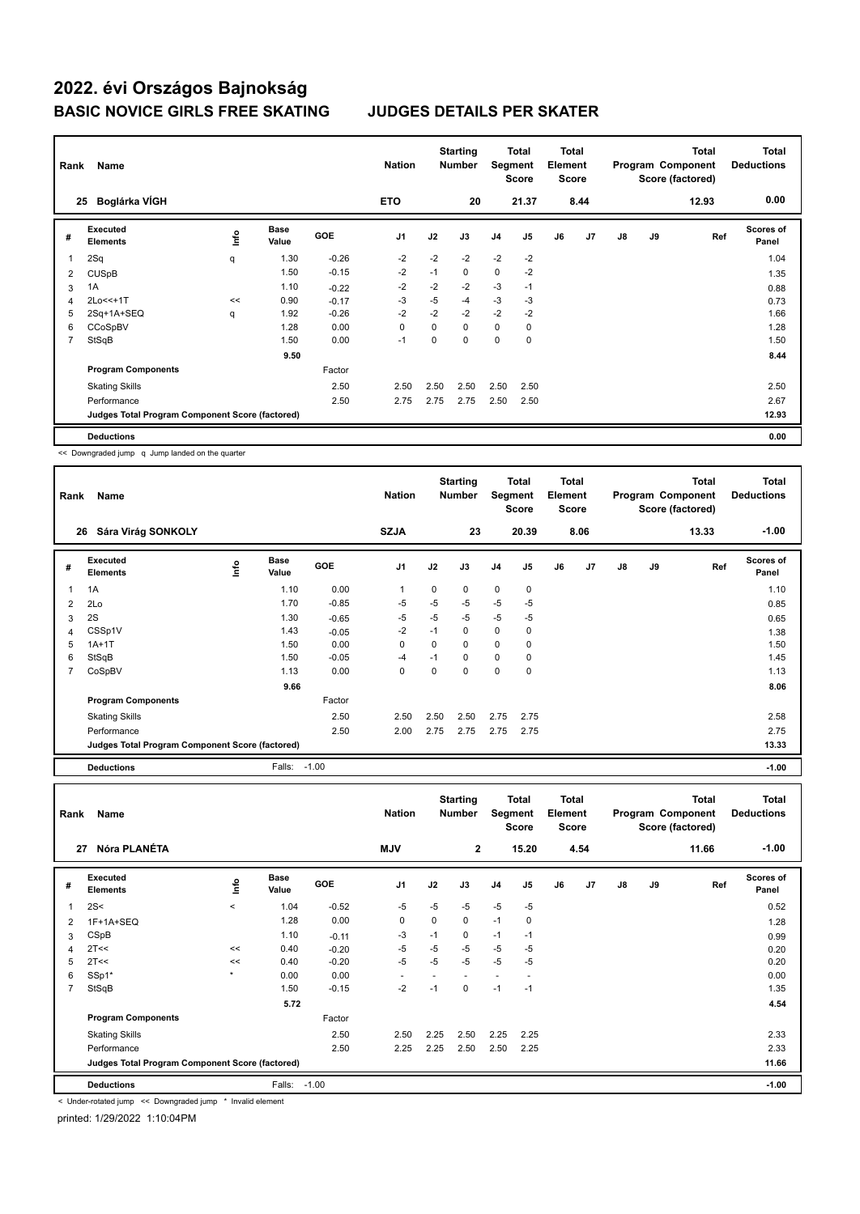# 2022. évi Országos Bajnokság

## BASIC NOVICE GIRLS FREE SKATING

## JUDGES DETAILS PER SKATER

| Rank | Name | Nation | Starting Number | Total Segment Score | Total Element Score | Total Program Component Score (factored) | Total Deductions |
|---|---|---|---|---|---|---|---|
| 25 | Boglárka VÍGH | ETO | 20 | 21.37 | 8.44 | 12.93 | 0.00 |

| # | Executed Elements | Info | Base Value | GOE | J1 | J2 | J3 | J4 | J5 | J6 | J7 | J8 | J9 | Ref | Scores of Panel |
|---|---|---|---|---|---|---|---|---|---|---|---|---|---|---|---|
| 1 | 2Sq | q | 1.30 | -0.26 | -2 | -2 | -2 | -2 | -2 | | | | | | 1.04 |
| 2 | CUSpB | | 1.50 | -0.15 | -2 | -1 | 0 | 0 | -2 | | | | | | 1.35 |
| 3 | 1A | | 1.10 | -0.22 | -2 | -2 | -2 | -3 | -1 | | | | | | 0.88 |
| 4 | 2Lo<<+1T | << | 0.90 | -0.17 | -3 | -5 | -4 | -3 | -3 | | | | | | 0.73 |
| 5 | 2Sq+1A+SEQ | q | 1.92 | -0.26 | -2 | -2 | -2 | -2 | -2 | | | | | | 1.66 |
| 6 | CCoSpBV | | 1.28 | 0.00 | 0 | 0 | 0 | 0 | 0 | | | | | | 1.28 |
| 7 | StSqB | | 1.50 | 0.00 | -1 | 0 | 0 | 0 | 0 | | | | | | 1.50 |
| | | | 9.50 | | | | | | | | | | | | 8.44 |
| | **Program Components** | | | Factor | | | | | | | | | | | |
| | Skating Skills | | | 2.50 | 2.50 | 2.50 | 2.50 | 2.50 | 2.50 | | | | | | 2.50 |
| | Performance | | | 2.50 | 2.75 | 2.75 | 2.75 | 2.50 | 2.50 | | | | | | 2.67 |
| | **Judges Total Program Component Score (factored)** | | | | | | | | | | | | | | 12.93 |
| | **Deductions** | | | | | | | | | | | | | | 0.00 |

<< Downgraded jump q Jump landed on the quarter

| Rank | Name | Nation | Starting Number | Total Segment Score | Total Element Score | Total Program Component Score (factored) | Total Deductions |
|---|---|---|---|---|---|---|---|
| 26 | Sára Virág SONKOLY | SZJA | 23 | 20.39 | 8.06 | 13.33 | -1.00 |

| # | Executed Elements | Info | Base Value | GOE | J1 | J2 | J3 | J4 | J5 | J6 | J7 | J8 | J9 | Ref | Scores of Panel |
|---|---|---|---|---|---|---|---|---|---|---|---|---|---|---|---|
| 1 | 1A | | 1.10 | 0.00 | 1 | 0 | 0 | 0 | 0 | | | | | | 1.10 |
| 2 | 2Lo | | 1.70 | -0.85 | -5 | -5 | -5 | -5 | -5 | | | | | | 0.85 |
| 3 | 2S | | 1.30 | -0.65 | -5 | -5 | -5 | -5 | -5 | | | | | | 0.65 |
| 4 | CSSp1V | | 1.43 | -0.05 | -2 | -1 | 0 | 0 | 0 | | | | | | 1.38 |
| 5 | 1A+1T | | 1.50 | 0.00 | 0 | 0 | 0 | 0 | 0 | | | | | | 1.50 |
| 6 | StSqB | | 1.50 | -0.05 | -4 | -1 | 0 | 0 | 0 | | | | | | 1.45 |
| 7 | CoSpBV | | 1.13 | 0.00 | 0 | 0 | 0 | 0 | 0 | | | | | | 1.13 |
| | | | 9.66 | | | | | | | | | | | | 8.06 |
| | **Program Components** | | | Factor | | | | | | | | | | | |
| | Skating Skills | | | 2.50 | 2.50 | 2.50 | 2.50 | 2.75 | 2.75 | | | | | | 2.58 |
| | Performance | | | 2.50 | 2.00 | 2.75 | 2.75 | 2.75 | 2.75 | | | | | | 2.75 |
| | **Judges Total Program Component Score (factored)** | | | | | | | | | | | | | | 13.33 |
| | **Deductions** | | Falls: | -1.00 | | | | | | | | | | | -1.00 |

| Rank | Name | Nation | Starting Number | Total Segment Score | Total Element Score | Total Program Component Score (factored) | Total Deductions |
|---|---|---|---|---|---|---|---|
| 27 | Nóra PLANÉTA | MJV | 2 | 15.20 | 4.54 | 11.66 | -1.00 |

| # | Executed Elements | Info | Base Value | GOE | J1 | J2 | J3 | J4 | J5 | J6 | J7 | J8 | J9 | Ref | Scores of Panel |
|---|---|---|---|---|---|---|---|---|---|---|---|---|---|---|---|
| 1 | 2S< | < | 1.04 | -0.52 | -5 | -5 | -5 | -5 | -5 | | | | | | 0.52 |
| 2 | 1F+1A+SEQ | | 1.28 | 0.00 | 0 | 0 | 0 | -1 | 0 | | | | | | 1.28 |
| 3 | CSpB | | 1.10 | -0.11 | -3 | -1 | 0 | -1 | -1 | | | | | | 0.99 |
| 4 | 2T<< | << | 0.40 | -0.20 | -5 | -5 | -5 | -5 | -5 | | | | | | 0.20 |
| 5 | 2T<< | << | 0.40 | -0.20 | -5 | -5 | -5 | -5 | -5 | | | | | | 0.20 |
| 6 | SSp1* | * | 0.00 | 0.00 | - | - | - | - | - | | | | | | 0.00 |
| 7 | StSqB | | 1.50 | -0.15 | -2 | -1 | 0 | -1 | -1 | | | | | | 1.35 |
| | | | 5.72 | | | | | | | | | | | | 4.54 |
| | **Program Components** | | | Factor | | | | | | | | | | | |
| | Skating Skills | | | 2.50 | 2.50 | 2.25 | 2.50 | 2.25 | 2.25 | | | | | | 2.33 |
| | Performance | | | 2.50 | 2.25 | 2.25 | 2.50 | 2.50 | 2.25 | | | | | | 2.33 |
| | **Judges Total Program Component Score (factored)** | | | | | | | | | | | | | | 11.66 |
| | **Deductions** | | Falls: | -1.00 | | | | | | | | | | | -1.00 |

< Under-rotated jump << Downgraded jump * Invalid element

printed: 1/29/2022 1:10:04PM